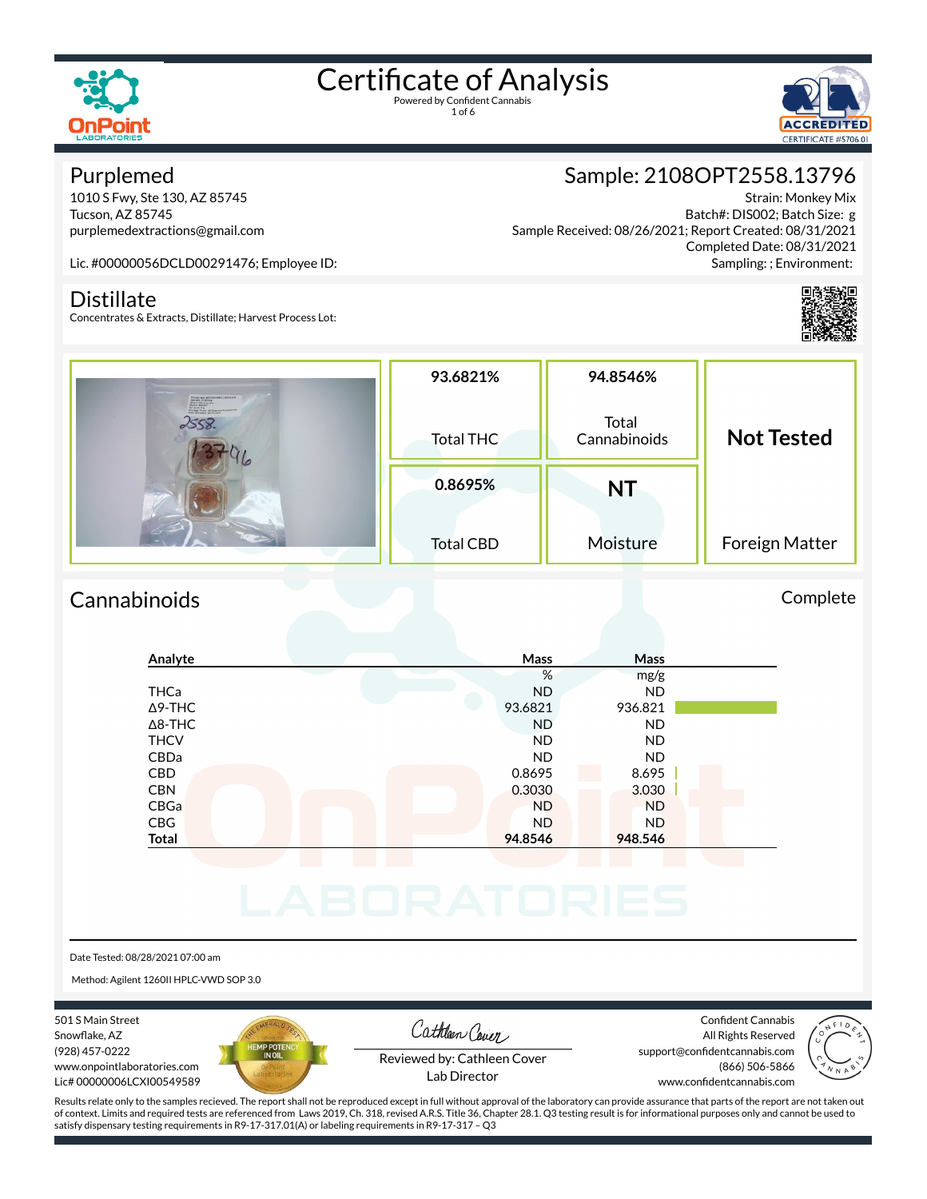# Certificate of Analysis

Powered by Confident Cannabis

## Purplemed

1010 S Fwy, Ste 130, AZ 85745
Tucson, AZ 85745
purplemedextractions@gmail.com

Lic. #00000056DCLD00291476; Employee ID:

## Sample: 2108OPT2558.13796

Strain: Monkey Mix
Batch#: DIS002; Batch Size: g
Sample Received: 08/26/2021; Report Created: 08/31/2021
Completed Date: 08/31/2021
Sampling: ; Environment:

## Distillate

Concentrates & Extracts, Distillate; Harvest Process Lot:

| 93.6821% | 94.8546% | Not Tested |
|---|---|---|
| Total THC | Total Cannabinoids | Foreign Matter |
| **0.8695%** | **NT** | |
| Total CBD | Moisture | |

## Cannabinoids

Complete

| Analyte | Mass | Mass |
|---|---|---|
| | % | mg/g |
| THCa | ND | ND |
| Δ9-THC | 93.6821 | 936.821 |
| Δ8-THC | ND | ND |
| THCV | ND | ND |
| CBDa | ND | ND |
| CBD | 0.8695 | 8.695 |
| CBN | 0.3030 | 3.030 |
| CBGa | ND | ND |
| CBG | ND | ND |
| **Total** | **94.8546** | **948.546** |

Date Tested: 08/28/2021 07:00 am

Method: Agilent 1260II HPLC-VWD SOP 3.0

501 S Main Street
Snowflake, AZ
(928) 457-0222
www.onpointlaboratories.com
Lic# 00000006LCXI00549589

Reviewed by: Cathleen Cover
Lab Director

Confident Cannabis
All Rights Reserved
support@confidentcannabis.com
(866) 506-5866
www.confidentcannabis.com

Results relate only to the samples recieved. The report shall not be reproduced except in full without approval of the laboratory can provide assurance that parts of the report are not taken out of context. Limits and required tests are referenced from Laws 2019, Ch. 318, revised A.R.S. Title 36, Chapter 28.1. Q3 testing result is for informational purposes only and cannot be used to satisfy dispensary testing requirements in R9-17-317.01(A) or labeling requirements in R9-17-317 – Q3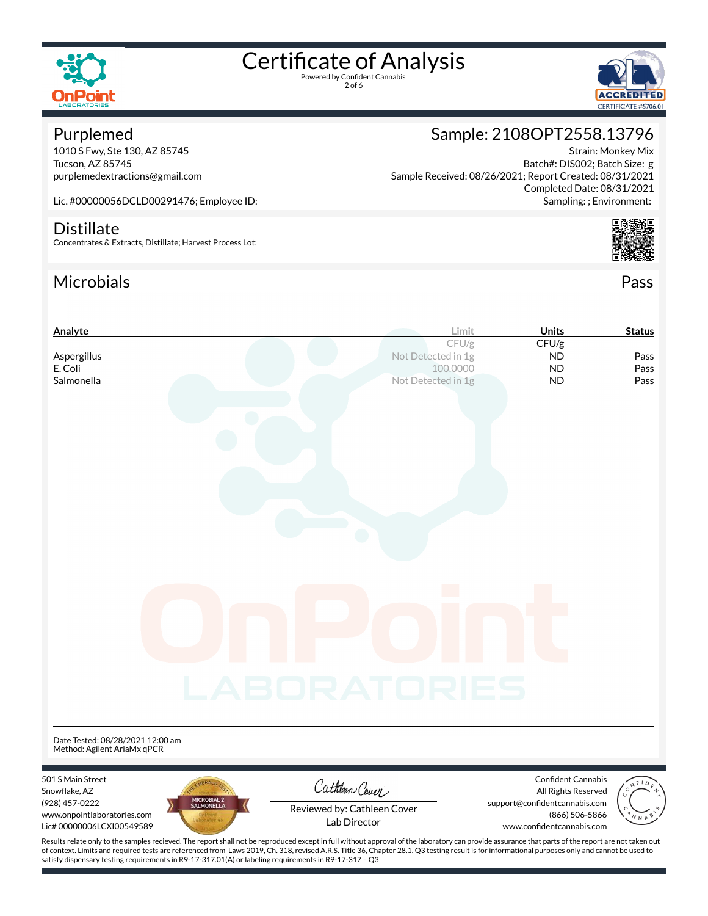# Certificate of Analysis

Powered by Confident Cannabis

## Purplemed

1010 S Fwy, Ste 130, AZ 85745
Tucson, AZ 85745
purplemedextractions@gmail.com

Lic. #00000056DCLD00291476; Employee ID:

## Sample: 2108OPT2558.13796

Strain: Monkey Mix
Batch#: DIS002; Batch Size: g
Sample Received: 08/26/2021; Report Created: 08/31/2021
Completed Date: 08/31/2021
Sampling: ; Environment:

## Distillate

Concentrates & Extracts, Distillate; Harvest Process Lot:

## Microbials

Pass

| Analyte | Limit | Units | Status |
|---|---|---|---|
| | CFU/g | CFU/g | |
| Aspergillus | Not Detected in 1g | ND | Pass |
| E. Coli | 100.0000 | ND | Pass |
| Salmonella | Not Detected in 1g | ND | Pass |

Date Tested: 08/28/2021 12:00 am
Method: Agilent AriaMx qPCR

501 S Main Street
Snowflake, AZ
(928) 457-0222
www.onpointlaboratories.com
Lic# 00000006LCXI00549589

Reviewed by: Cathleen Cover
Lab Director

Confident Cannabis
All Rights Reserved
support@confidentcannabis.com
(866) 506-5866
www.confidentcannabis.com

Results relate only to the samples recieved. The report shall not be reproduced except in full without approval of the laboratory can provide assurance that parts of the report are not taken out of context. Limits and required tests are referenced from Laws 2019, Ch. 318, revised A.R.S. Title 36, Chapter 28.1. Q3 testing result is for informational purposes only and cannot be used to satisfy dispensary testing requirements in R9-17-317.01(A) or labeling requirements in R9-17-317 – Q3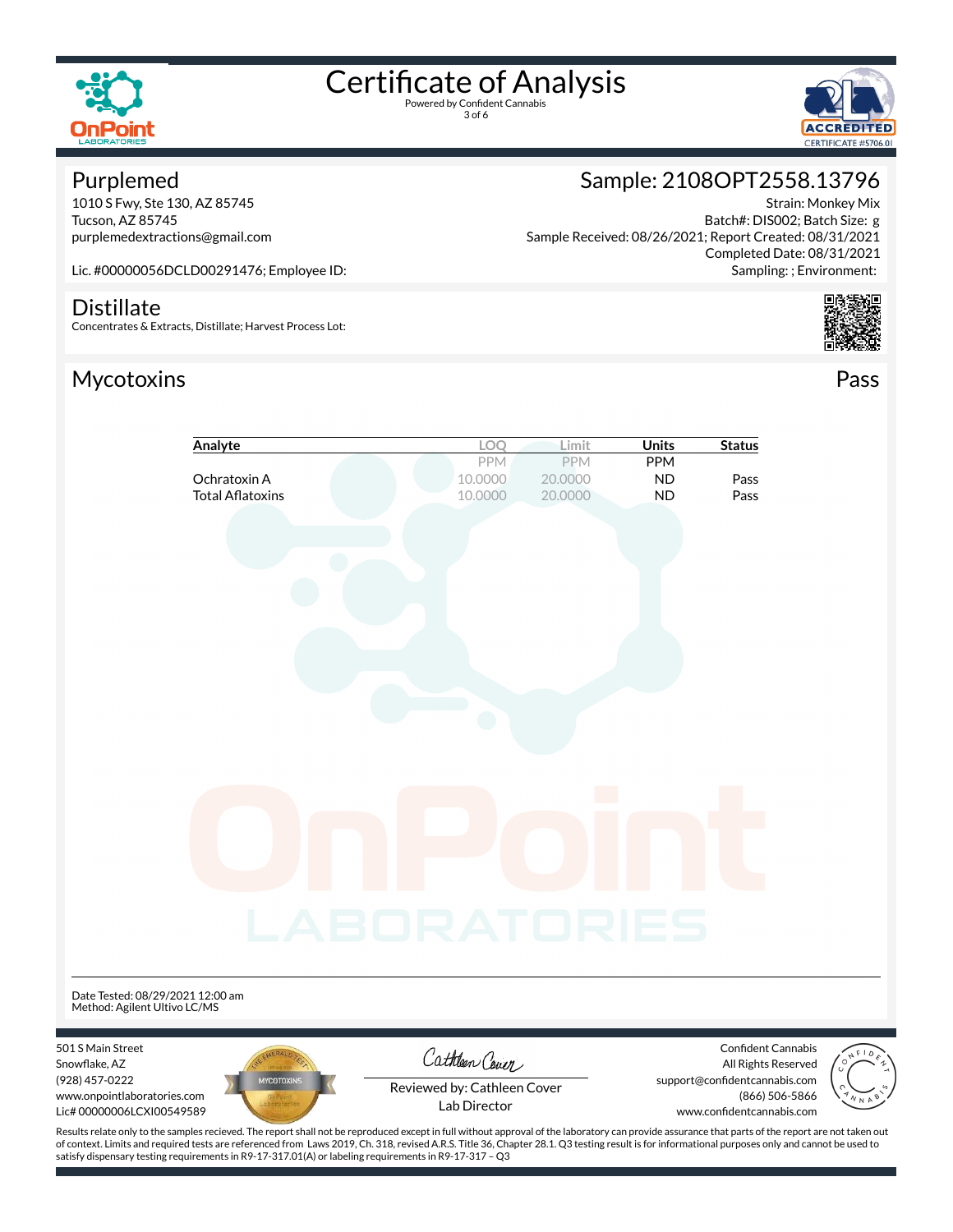# Certificate of Analysis

Powered by Confident Cannabis

## Purplemed

1010 S Fwy, Ste 130, AZ 85745
Tucson, AZ 85745
purplemedextractions@gmail.com

Lic. #00000056DCLD00291476; Employee ID:

## Sample: 2108OPT2558.13796

Strain: Monkey Mix
Batch#: DIS002; Batch Size: g
Sample Received: 08/26/2021; Report Created: 08/31/2021
Completed Date: 08/31/2021
Sampling: ; Environment:

## Distillate

Concentrates & Extracts, Distillate; Harvest Process Lot:

## Mycotoxins

**Pass**

| Analyte | LOQ | Limit | Units | Status |
|---|---|---|---|---|
| | PPM | PPM | PPM | |
| Ochratoxin A | 10.0000 | 20.0000 | ND | Pass |
| Total Aflatoxins | 10.0000 | 20.0000 | ND | Pass |

Date Tested: 08/29/2021 12:00 am
Method: Agilent Ultivo LC/MS

501 S Main Street
Snowflake, AZ
(928) 457-0222
www.onpointlaboratories.com
Lic# 00000006LCXI00549589

Reviewed by: Cathleen Cover
Lab Director

Confident Cannabis
All Rights Reserved
support@confidentcannabis.com
(866) 506-5866
www.confidentcannabis.com

Results relate only to the samples recieved. The report shall not be reproduced except in full without approval of the laboratory can provide assurance that parts of the report are not taken out of context. Limits and required tests are referenced from Laws 2019, Ch. 318, revised A.R.S. Title 36, Chapter 28.1. Q3 testing result is for informational purposes only and cannot be used to satisfy dispensary testing requirements in R9-17-317.01(A) or labeling requirements in R9-17-317 – Q3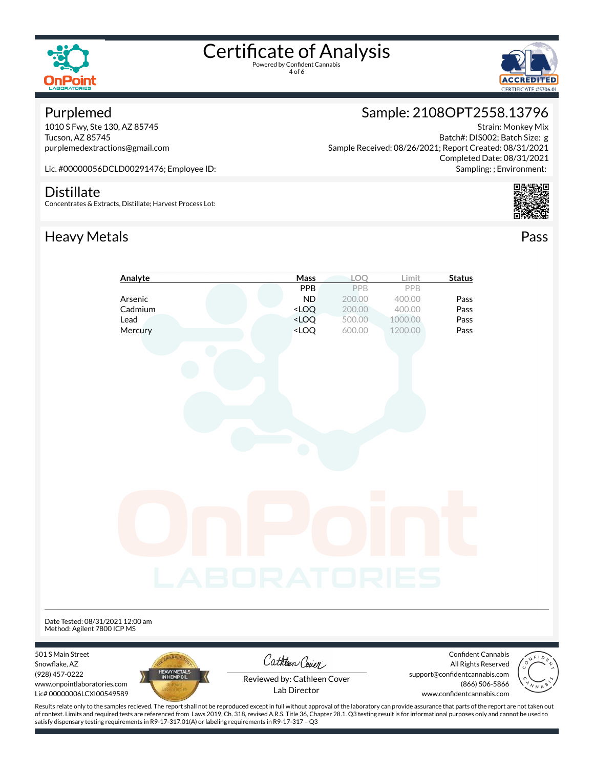# Certificate of Analysis

Powered by Confident Cannabis

## Purplemed

1010 S Fwy, Ste 130, AZ 85745
Tucson, AZ 85745
purplemedextractions@gmail.com

Lic. #00000056DCLD00291476; Employee ID:

## Sample: 2108OPT2558.13796

Strain: Monkey Mix
Batch#: DIS002; Batch Size: g
Sample Received: 08/26/2021; Report Created: 08/31/2021
Completed Date: 08/31/2021
Sampling: ; Environment:

## Distillate

Concentrates & Extracts, Distillate; Harvest Process Lot:

## Heavy Metals

Pass

| Analyte | Mass | LOQ | Limit | Status |
|---|---|---|---|---|
| | PPB | PPB | PPB | |
| Arsenic | ND | 200.00 | 400.00 | Pass |
| Cadmium | <LOQ | 200.00 | 400.00 | Pass |
| Lead | <LOQ | 500.00 | 1000.00 | Pass |
| Mercury | <LOQ | 600.00 | 1200.00 | Pass |

Date Tested: 08/31/2021 12:00 am
Method: Agilent 7800 ICP MS

501 S Main Street
Snowflake, AZ
(928) 457-0222
www.onpointlaboratories.com
Lic# 00000006LCXI00549589

Reviewed by: Cathleen Cover
Lab Director

Confident Cannabis
All Rights Reserved
support@confidentcannabis.com
(866) 506-5866
www.confidentcannabis.com

Results relate only to the samples recieved. The report shall not be reproduced except in full without approval of the laboratory can provide assurance that parts of the report are not taken out of context. Limits and required tests are referenced from Laws 2019, Ch. 318, revised A.R.S. Title 36, Chapter 28.1. Q3 testing result is for informational purposes only and cannot be used to satisfy dispensary testing requirements in R9-17-317.01(A) or labeling requirements in R9-17-317 – Q3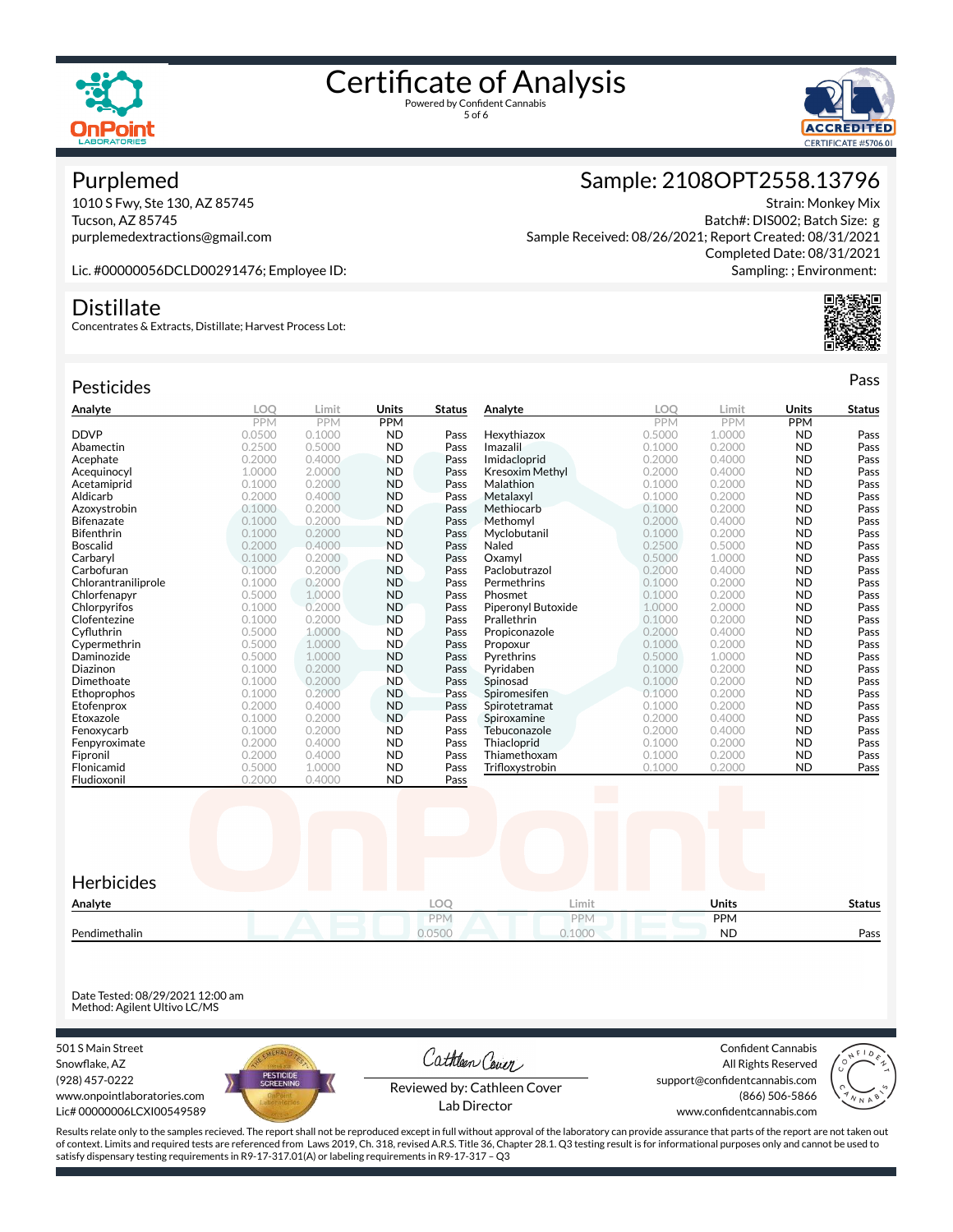# Certificate of Analysis

Powered by Confident Cannabis

## Purplemed

1010 S Fwy, Ste 130, AZ 85745
Tucson, AZ 85745
purplemedextractions@gmail.com

Lic. #00000056DCLD00291476; Employee ID:

## Sample: 2108OPT2558.13796

Strain: Monkey Mix
Batch#: DIS002; Batch Size: g
Sample Received: 08/26/2021; Report Created: 08/31/2021
Completed Date: 08/31/2021
Sampling: ; Environment:

## Distillate

Concentrates & Extracts, Distillate; Harvest Process Lot:

## Pesticides

Pass

| Analyte | LOQ | Limit | Units | Status |
|---|---|---|---|---|
| | PPM | PPM | PPM | |
| DDVP | 0.0500 | 0.1000 | ND | Pass |
| Abamectin | 0.2500 | 0.5000 | ND | Pass |
| Acephate | 0.2000 | 0.4000 | ND | Pass |
| Acequinocyl | 1.0000 | 2.0000 | ND | Pass |
| Acetamiprid | 0.1000 | 0.2000 | ND | Pass |
| Aldicarb | 0.2000 | 0.4000 | ND | Pass |
| Azoxystrobin | 0.1000 | 0.2000 | ND | Pass |
| Bifenazate | 0.1000 | 0.2000 | ND | Pass |
| Bifenthrin | 0.1000 | 0.2000 | ND | Pass |
| Boscalid | 0.2000 | 0.4000 | ND | Pass |
| Carbaryl | 0.1000 | 0.2000 | ND | Pass |
| Carbofuran | 0.1000 | 0.2000 | ND | Pass |
| Chlorantraniliprole | 0.1000 | 0.2000 | ND | Pass |
| Chlorfenapyr | 0.5000 | 1.0000 | ND | Pass |
| Chlorpyrifos | 0.1000 | 0.2000 | ND | Pass |
| Clofentezine | 0.1000 | 0.2000 | ND | Pass |
| Cyfluthrin | 0.5000 | 1.0000 | ND | Pass |
| Cypermethrin | 0.5000 | 1.0000 | ND | Pass |
| Daminozide | 0.5000 | 1.0000 | ND | Pass |
| Diazinon | 0.1000 | 0.2000 | ND | Pass |
| Dimethoate | 0.1000 | 0.2000 | ND | Pass |
| Ethoprophos | 0.1000 | 0.2000 | ND | Pass |
| Etofenprox | 0.2000 | 0.4000 | ND | Pass |
| Etoxazole | 0.1000 | 0.2000 | ND | Pass |
| Fenoxycarb | 0.1000 | 0.2000 | ND | Pass |
| Fenpyroximate | 0.2000 | 0.4000 | ND | Pass |
| Fipronil | 0.2000 | 0.4000 | ND | Pass |
| Flonicamid | 0.5000 | 1.0000 | ND | Pass |
| Fludioxonil | 0.2000 | 0.4000 | ND | Pass |
| Hexythiazox | 0.5000 | 1.0000 | ND | Pass |
| Imazalil | 0.1000 | 0.2000 | ND | Pass |
| Imidacloprid | 0.2000 | 0.4000 | ND | Pass |
| Kresoxim Methyl | 0.2000 | 0.4000 | ND | Pass |
| Malathion | 0.1000 | 0.2000 | ND | Pass |
| Metalaxyl | 0.1000 | 0.2000 | ND | Pass |
| Methiocarb | 0.1000 | 0.2000 | ND | Pass |
| Methomyl | 0.2000 | 0.4000 | ND | Pass |
| Myclobutanil | 0.1000 | 0.2000 | ND | Pass |
| Naled | 0.2500 | 0.5000 | ND | Pass |
| Oxamyl | 0.5000 | 1.0000 | ND | Pass |
| Paclobutrazol | 0.2000 | 0.4000 | ND | Pass |
| Permethrins | 0.1000 | 0.2000 | ND | Pass |
| Phosmet | 0.1000 | 0.2000 | ND | Pass |
| Piperonyl Butoxide | 1.0000 | 2.0000 | ND | Pass |
| Prallethrin | 0.1000 | 0.2000 | ND | Pass |
| Propiconazole | 0.2000 | 0.4000 | ND | Pass |
| Propoxur | 0.1000 | 0.2000 | ND | Pass |
| Pyrethrins | 0.5000 | 1.0000 | ND | Pass |
| Pyridaben | 0.1000 | 0.2000 | ND | Pass |
| Spinosad | 0.1000 | 0.2000 | ND | Pass |
| Spiromesifen | 0.1000 | 0.2000 | ND | Pass |
| Spirotetramat | 0.1000 | 0.2000 | ND | Pass |
| Spiroxamine | 0.2000 | 0.4000 | ND | Pass |
| Tebuconazole | 0.2000 | 0.4000 | ND | Pass |
| Thiacloprid | 0.1000 | 0.2000 | ND | Pass |
| Thiamethoxam | 0.1000 | 0.2000 | ND | Pass |
| Trifloxystrobin | 0.1000 | 0.2000 | ND | Pass |

## Herbicides

| Analyte | LOQ | Limit | Units | Status |
|---|---|---|---|---|
| | PPM | PPM | PPM | |
| Pendimethalin | 0.0500 | 0.1000 | ND | Pass |

Date Tested: 08/29/2021 12:00 am
Method: Agilent Ultivo LC/MS

501 S Main Street
Snowflake, AZ
(928) 457-0222
www.onpointlaboratories.com
Lic# 00000006LCXI00549589

Reviewed by: Cathleen Cover
Lab Director

Confident Cannabis
All Rights Reserved
support@confidentcannabis.com
(866) 506-5866
www.confidentcannabis.com

Results relate only to the samples recieved. The report shall not be reproduced except in full without approval of the laboratory can provide assurance that parts of the report are not taken out of context. Limits and required tests are referenced from Laws 2019, Ch. 318, revised A.R.S. Title 36, Chapter 28.1. Q3 testing result is for informational purposes only and cannot be used to satisfy dispensary testing requirements in R9-17-317.01(A) or labeling requirements in R9-17-317 – Q3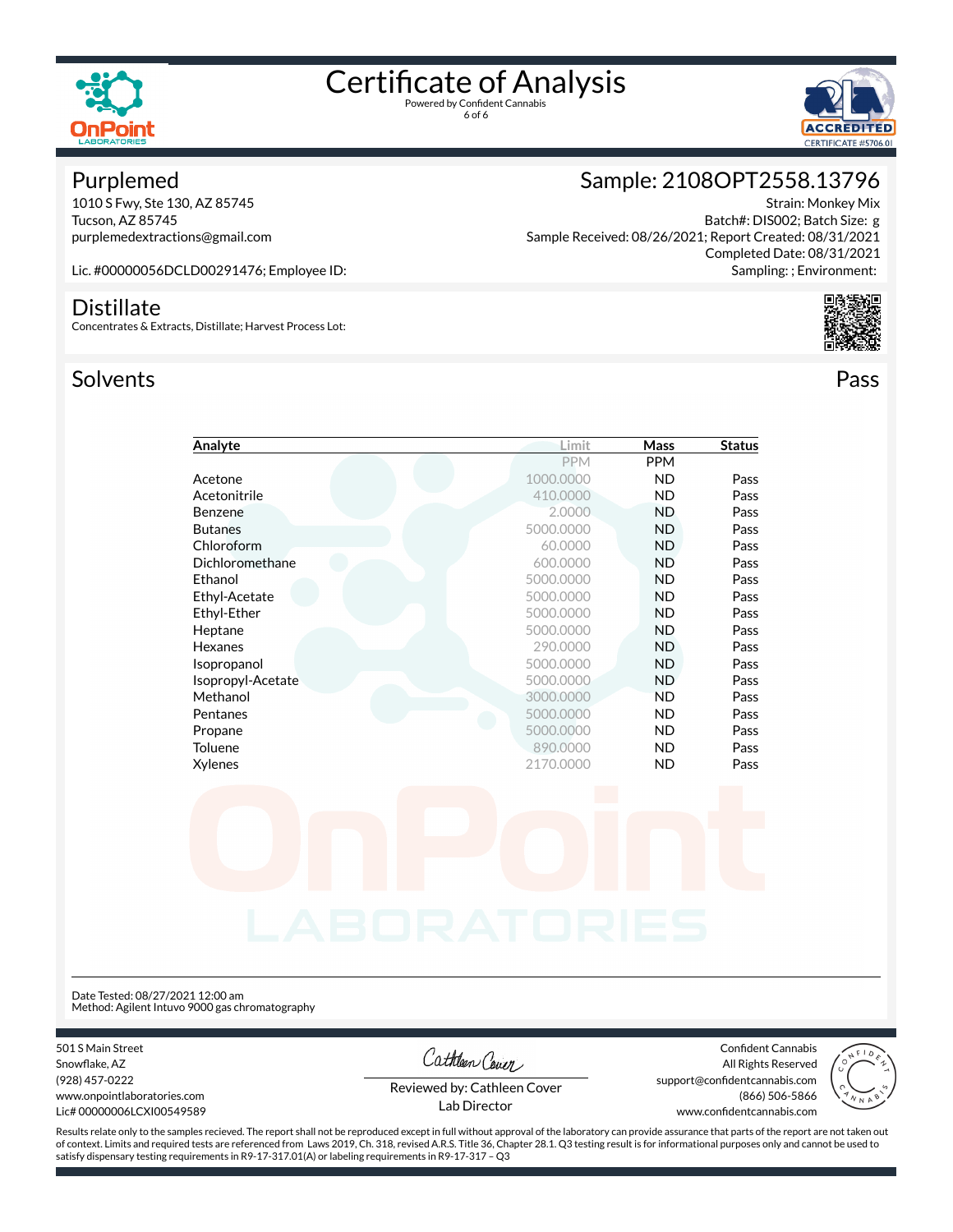# Certificate of Analysis

Powered by Confident Cannabis

## Purplemed

1010 S Fwy, Ste 130, AZ 85745
Tucson, AZ 85745
purplemedextractions@gmail.com

Lic. #00000056DCLD00291476; Employee ID:

## Sample: 2108OPT2558.13796

Strain: Monkey Mix
Batch#: DIS002; Batch Size: g
Sample Received: 08/26/2021; Report Created: 08/31/2021
Completed Date: 08/31/2021
Sampling: ; Environment:

## Distillate

Concentrates & Extracts, Distillate; Harvest Process Lot:

## Solvents

Pass

| Analyte | Limit | Mass | Status |
|---|---|---|---|
| | PPM | PPM | |
| Acetone | 1000.0000 | ND | Pass |
| Acetonitrile | 410.0000 | ND | Pass |
| Benzene | 2.0000 | ND | Pass |
| Butanes | 5000.0000 | ND | Pass |
| Chloroform | 60.0000 | ND | Pass |
| Dichloromethane | 600.0000 | ND | Pass |
| Ethanol | 5000.0000 | ND | Pass |
| Ethyl-Acetate | 5000.0000 | ND | Pass |
| Ethyl-Ether | 5000.0000 | ND | Pass |
| Heptane | 5000.0000 | ND | Pass |
| Hexanes | 290.0000 | ND | Pass |
| Isopropanol | 5000.0000 | ND | Pass |
| Isopropyl-Acetate | 5000.0000 | ND | Pass |
| Methanol | 3000.0000 | ND | Pass |
| Pentanes | 5000.0000 | ND | Pass |
| Propane | 5000.0000 | ND | Pass |
| Toluene | 890.0000 | ND | Pass |
| Xylenes | 2170.0000 | ND | Pass |

Date Tested: 08/27/2021 12:00 am
Method: Agilent Intuvo 9000 gas chromatography

501 S Main Street
Snowflake, AZ
(928) 457-0222
www.onpointlaboratories.com
Lic# 00000006LCXI00549589

Reviewed by: Cathleen Cover
Lab Director

Confident Cannabis
All Rights Reserved
support@confidentcannabis.com
(866) 506-5866
www.confidentcannabis.com

Results relate only to the samples recieved. The report shall not be reproduced except in full without approval of the laboratory can provide assurance that parts of the report are not taken out of context. Limits and required tests are referenced from Laws 2019, Ch. 318, revised A.R.S. Title 36, Chapter 28.1. Q3 testing result is for informational purposes only and cannot be used to satisfy dispensary testing requirements in R9-17-317.01(A) or labeling requirements in R9-17-317 – Q3